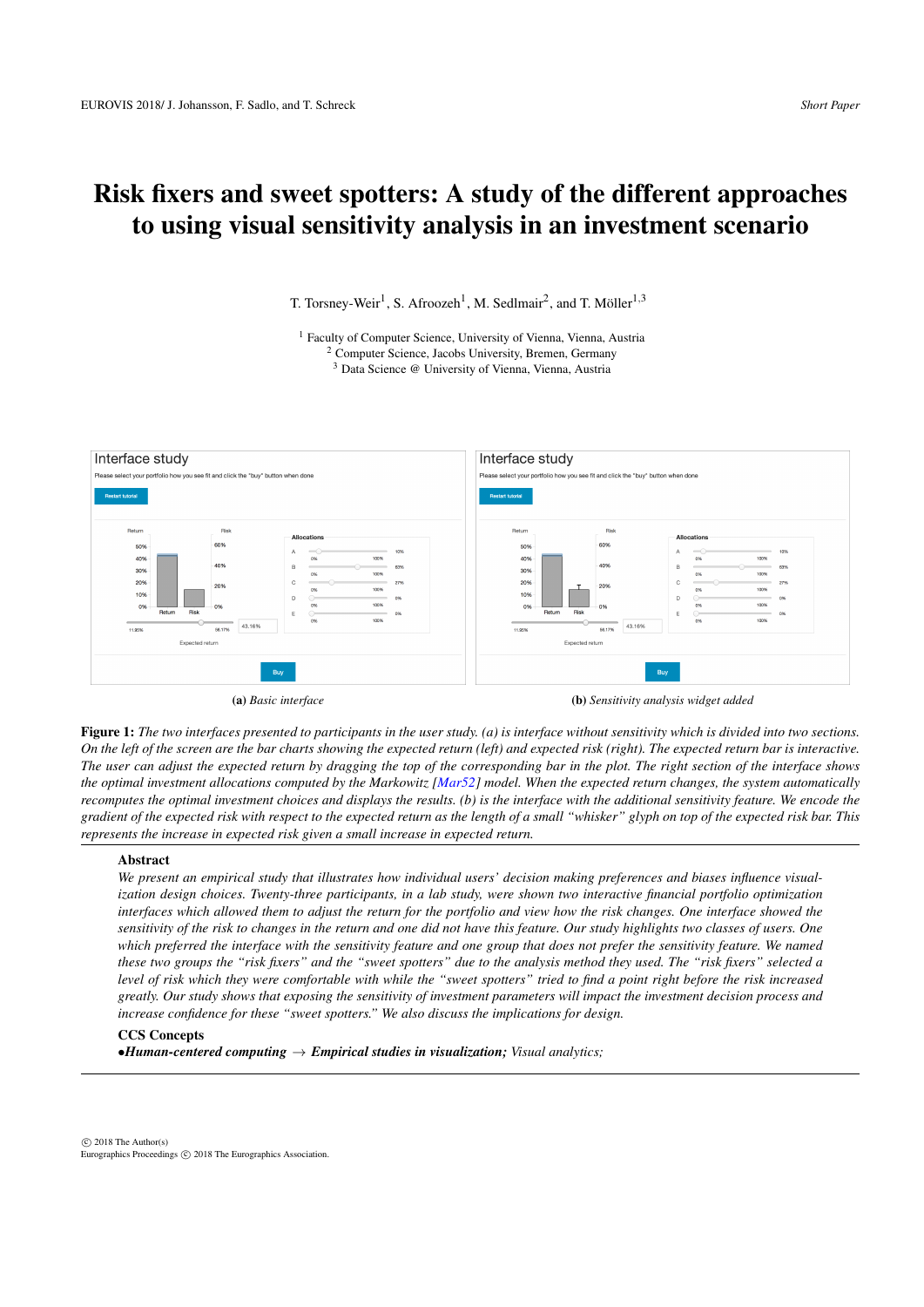# Risk fixers and sweet spotters: A study of the different approaches to using visual sensitivity analysis in an investment scenario

T. Torsney-Weir[1], S. Afroozeh[1], M. Sedlmair[2], and T. Möller[1,3]

[1] Faculty of Computer Science, University of Vienna, Vienna, Austria
[2] Computer Science, Jacobs University, Bremen, Germany
[3] Data Science @ University of Vienna, Vienna, Austria

(a) *Basic interface*

(b) *Sensitivity analysis widget added*

**Figure 1:** *The two interfaces presented to participants in the user study. (a) is interface without sensitivity which is divided into two sections. On the left of the screen are the bar charts showing the expected return (left) and expected risk (right). The expected return bar is interactive. The user can adjust the expected return by dragging the top of the corresponding bar in the plot. The right section of the interface shows the optimal investment allocations computed by the Markowitz [Mar52] model. When the expected return changes, the system automatically recomputes the optimal investment choices and displays the results. (b) is the interface with the additional sensitivity feature. We encode the gradient of the expected risk with respect to the expected return as the length of a small "whisker" glyph on top of the expected risk bar. This represents the increase in expected risk given a small increase in expected return.*

## Abstract

*We present an empirical study that illustrates how individual users' decision making preferences and biases influence visualization design choices. Twenty-three participants, in a lab study, were shown two interactive financial portfolio optimization interfaces which allowed them to adjust the return for the portfolio and view how the risk changes. One interface showed the sensitivity of the risk to changes in the return and one did not have this feature. Our study highlights two classes of users. One which preferred the interface with the sensitivity feature and one group that does not prefer the sensitivity feature. We named these two groups the "risk fixers" and the "sweet spotters" due to the analysis method they used. The "risk fixers" selected a level of risk which they were comfortable with while the "sweet spotters" tried to find a point right before the risk increased greatly. Our study shows that exposing the sensitivity of investment parameters will impact the investment decision process and increase confidence for these "sweet spotters." We also discuss the implications for design.*

### CCS Concepts

•***Human-centered computing*** → ***Empirical studies in visualization;*** *Visual analytics;*

© 2018 The Author(s)
Eurographics Proceedings © 2018 The Eurographics Association.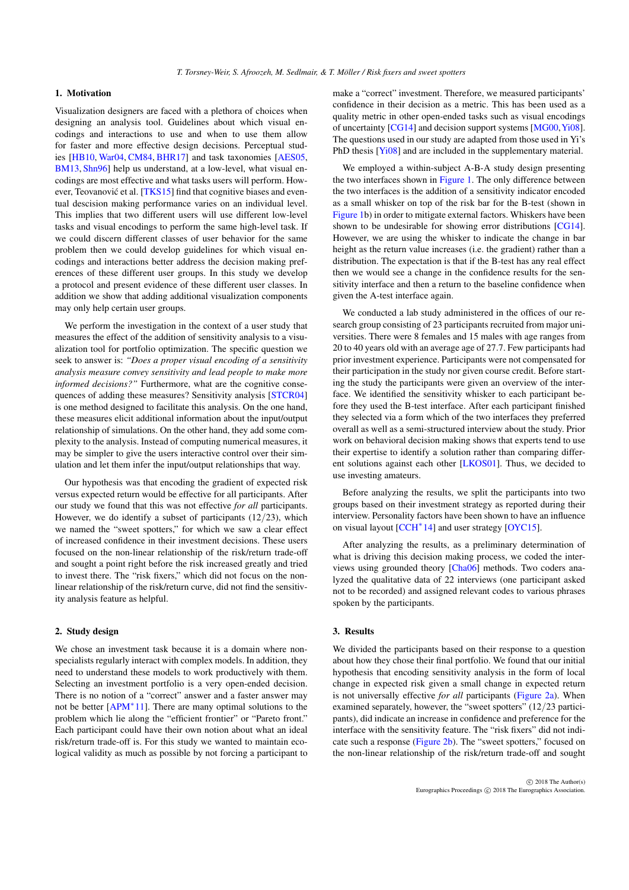## 1. Motivation

Visualization designers are faced with a plethora of choices when designing an analysis tool. Guidelines about which visual encodings and interactions to use and when to use them allow for faster and more effective design decisions. Perceptual studies [HB10, War04, CM84, BHR17] and task taxonomies [AES05, BM13, Shn96] help us understand, at a low-level, what visual encodings are most effective and what tasks users will perform. However, Teovanović et al. [TKS15] find that cognitive biases and eventual descision making performance varies on an individual level. This implies that two different users will use different low-level tasks and visual encodings to perform the same high-level task. If we could discern different classes of user behavior for the same problem then we could develop guidelines for which visual encodings and interactions better address the decision making preferences of these different user groups. In this study we develop a protocol and present evidence of these different user classes. In addition we show that adding additional visualization components may only help certain user groups.

We perform the investigation in the context of a user study that measures the effect of the addition of sensitivity analysis to a visualization tool for portfolio optimization. The specific question we seek to answer is: *"Does a proper visual encoding of a sensitivity analysis measure convey sensitivity and lead people to make more informed decisions?"* Furthermore, what are the cognitive consequences of adding these measures? Sensitivity analysis [STCR04] is one method designed to facilitate this analysis. On the one hand, these measures elicit additional information about the input/output relationship of simulations. On the other hand, they add some complexity to the analysis. Instead of computing numerical measures, it may be simpler to give the users interactive control over their simulation and let them infer the input/output relationships that way.

Our hypothesis was that encoding the gradient of expected risk versus expected return would be effective for all participants. After our study we found that this was not effective *for all* participants. However, we do identify a subset of participants (12/23), which we named the "sweet spotters," for which we saw a clear effect of increased confidence in their investment decisions. These users focused on the non-linear relationship of the risk/return trade-off and sought a point right before the risk increased greatly and tried to invest there. The "risk fixers," which did not focus on the non-linear relationship of the risk/return curve, did not find the sensitivity analysis feature as helpful.

## 2. Study design

We chose an investment task because it is a domain where non-specialists regularly interact with complex models. In addition, they need to understand these models to work productively with them. Selecting an investment portfolio is a very open-ended decision. There is no notion of a "correct" answer and a faster answer may not be better [APM*11]. There are many optimal solutions to the problem which lie along the "efficient frontier" or "Pareto front." Each participant could have their own notion about what an ideal risk/return trade-off is. For this study we wanted to maintain ecological validity as much as possible by not forcing a participant to make a "correct" investment. Therefore, we measured participants' confidence in their decision as a metric. This has been used as a quality metric in other open-ended tasks such as visual encodings of uncertainty [CG14] and decision support systems [MG00, Yi08]. The questions used in our study are adapted from those used in Yi's PhD thesis [Yi08] and are included in the supplementary material.

We employed a within-subject A-B-A study design presenting the two interfaces shown in Figure 1. The only difference between the two interfaces is the addition of a sensitivity indicator encoded as a small whisker on top of the risk bar for the B-test (shown in Figure 1b) in order to mitigate external factors. Whiskers have been shown to be undesirable for showing error distributions [CG14]. However, we are using the whisker to indicate the change in bar height as the return value increases (i.e. the gradient) rather than a distribution. The expectation is that if the B-test has any real effect then we would see a change in the confidence results for the sensitivity interface and then a return to the baseline confidence when given the A-test interface again.

We conducted a lab study administered in the offices of our research group consisting of 23 participants recruited from major universities. There were 8 females and 15 males with age ranges from 20 to 40 years old with an average age of 27.7. Few participants had prior investment experience. Participants were not compensated for their participation in the study nor given course credit. Before starting the study the participants were given an overview of the interface. We identified the sensitivity whisker to each participant before they used the B-test interface. After each participant finished they selected via a form which of the two interfaces they preferred overall as well as a semi-structured interview about the study. Prior work on behavioral decision making shows that experts tend to use their expertise to identify a solution rather than comparing different solutions against each other [LKOS01]. Thus, we decided to use investing amateurs.

Before analyzing the results, we split the participants into two groups based on their investment strategy as reported during their interview. Personality factors have been shown to have an influence on visual layout [CCH*14] and user strategy [OYC15].

After analyzing the results, as a preliminary determination of what is driving this decision making process, we coded the interviews using grounded theory [Cha06] methods. Two coders analyzed the qualitative data of 22 interviews (one participant asked not to be recorded) and assigned relevant codes to various phrases spoken by the participants.

## 3. Results

We divided the participants based on their response to a question about how they chose their final portfolio. We found that our initial hypothesis that encoding sensitivity analysis in the form of local change in expected risk given a small change in expected return is not universally effective *for all* participants (Figure 2a). When examined separately, however, the "sweet spotters" (12/23 participants), did indicate an increase in confidence and preference for the interface with the sensitivity feature. The "risk fixers" did not indicate such a response (Figure 2b). The "sweet spotters," focused on the non-linear relationship of the risk/return trade-off and sought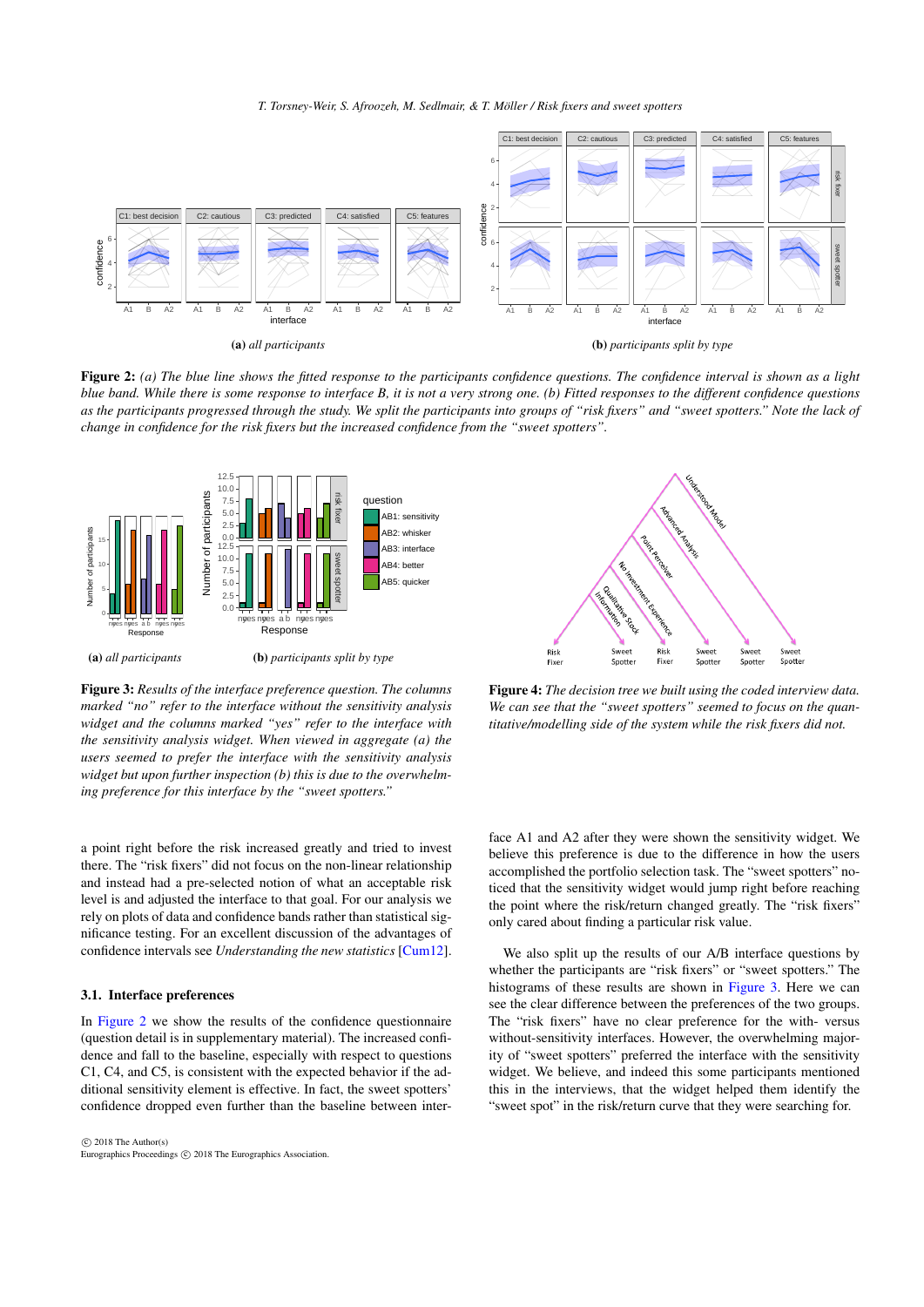**(a)** *all participants*

**(b)** *participants split by type*

**Figure 2:** *(a) The blue line shows the fitted response to the participants confidence questions. The confidence interval is shown as a light blue band. While there is some response to interface B, it is not a very strong one. (b) Fitted responses to the different confidence questions as the participants progressed through the study. We split the participants into groups of "risk fixers" and "sweet spotters." Note the lack of change in confidence for the risk fixers but the increased confidence from the "sweet spotters".*

**(a)** *all participants*

**(b)** *participants split by type*

**Figure 3:** *Results of the interface preference question. The columns marked "no" refer to the interface without the sensitivity analysis widget and the columns marked "yes" refer to the interface with the sensitivity analysis widget. When viewed in aggregate (a) the users seemed to prefer the interface with the sensitivity analysis widget but upon further inspection (b) this is due to the overwhelming preference for this interface by the "sweet spotters."*

**Figure 4:** *The decision tree we built using the coded interview data. We can see that the "sweet spotters" seemed to focus on the quantitative/modelling side of the system while the risk fixers did not.*

a point right before the risk increased greatly and tried to invest there. The "risk fixers" did not focus on the non-linear relationship and instead had a pre-selected notion of what an acceptable risk level is and adjusted the interface to that goal. For our analysis we rely on plots of data and confidence bands rather than statistical significance testing. For an excellent discussion of the advantages of confidence intervals see *Understanding the new statistics* [Cum12].

### 3.1. Interface preferences

In Figure 2 we show the results of the confidence questionnaire (question detail is in supplementary material). The increased confidence and fall to the baseline, especially with respect to questions C1, C4, and C5, is consistent with the expected behavior if the additional sensitivity element is effective. In fact, the sweet spotters' confidence dropped even further than the baseline between interface A1 and A2 after they were shown the sensitivity widget. We believe this preference is due to the difference in how the users accomplished the portfolio selection task. The "sweet spotters" noticed that the sensitivity widget would jump right before reaching the point where the risk/return changed greatly. The "risk fixers" only cared about finding a particular risk value.

We also split up the results of our A/B interface questions by whether the participants are "risk fixers" or "sweet spotters." The histograms of these results are shown in Figure 3. Here we can see the clear difference between the preferences of the two groups. The "risk fixers" have no clear preference for the with- versus without-sensitivity interfaces. However, the overwhelming majority of "sweet spotters" preferred the interface with the sensitivity widget. We believe, and indeed this some participants mentioned this in the interviews, that the widget helped them identify the "sweet spot" in the risk/return curve that they were searching for.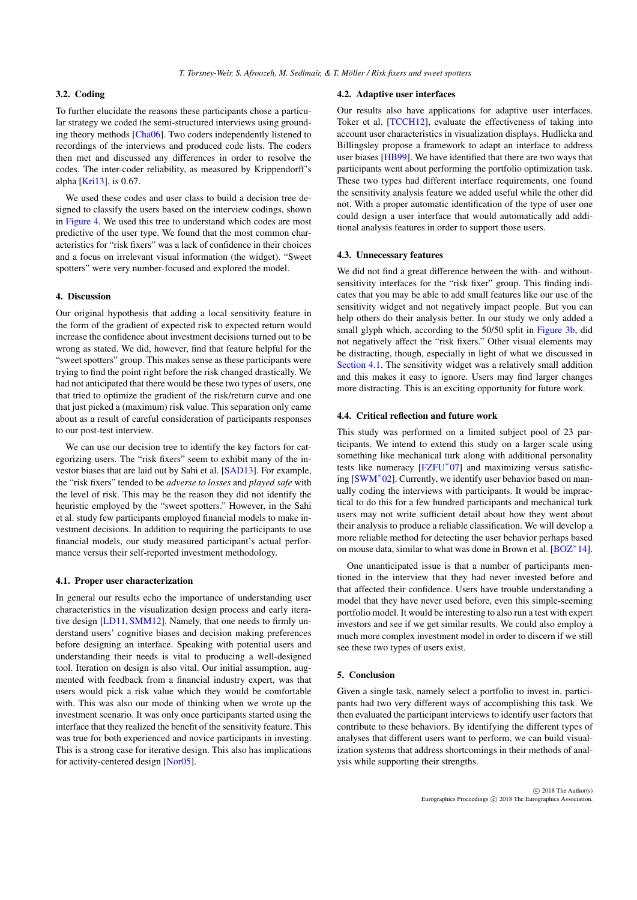### 3.2. Coding

To further elucidate the reasons these participants chose a particular strategy we coded the semi-structured interviews using grounding theory methods [Cha06]. Two coders independently listened to recordings of the interviews and produced code lists. The coders then met and discussed any differences in order to resolve the codes. The inter-coder reliability, as measured by Krippendorff's alpha [Kri13], is 0.67.

We used these codes and user class to build a decision tree designed to classify the users based on the interview codings, shown in Figure 4. We used this tree to understand which codes are most predictive of the user type. We found that the most common characteristics for "risk fixers" was a lack of confidence in their choices and a focus on irrelevant visual information (the widget). "Sweet spotters" were very number-focused and explored the model.

## 4. Discussion

Our original hypothesis that adding a local sensitivity feature in the form of the gradient of expected risk to expected return would increase the confidence about investment decisions turned out to be wrong as stated. We did, however, find that feature helpful for the "sweet spotters" group. This makes sense as these participants were trying to find the point right before the risk changed drastically. We had not anticipated that there would be these two types of users, one that tried to optimize the gradient of the risk/return curve and one that just picked a (maximum) risk value. This separation only came about as a result of careful consideration of participants responses to our post-test interview.

We can use our decision tree to identify the key factors for categorizing users. The "risk fixers" seem to exhibit many of the investor biases that are laid out by Sahi et al. [SAD13]. For example, the "risk fixers" tended to be *adverse to losses* and *played safe* with the level of risk. This may be the reason they did not identify the heuristic employed by the "sweet spotters." However, in the Sahi et al. study few participants employed financial models to make investment decisions. In addition to requiring the participants to use financial models, our study measured participant's actual performance versus their self-reported investment methodology.

### 4.1. Proper user characterization

In general our results echo the importance of understanding user characteristics in the visualization design process and early iterative design [LD11, SMM12]. Namely, that one needs to firmly understand users' cognitive biases and decision making preferences before designing an interface. Speaking with potential users and understanding their needs is vital to producing a well-designed tool. Iteration on design is also vital. Our initial assumption, augmented with feedback from a financial industry expert, was that users would pick a risk value which they would be comfortable with. This was also our mode of thinking when we wrote up the investment scenario. It was only once participants started using the interface that they realized the benefit of the sensitivity feature. This was true for both experienced and novice participants in investing. This is a strong case for iterative design. This also has implications for activity-centered design [Nor05].

### 4.2. Adaptive user interfaces

Our results also have applications for adaptive user interfaces. Toker et al. [TCCH12], evaluate the effectiveness of taking into account user characteristics in visualization displays. Hudlicka and Billingsley propose a framework to adapt an interface to address user biases [HB99]. We have identified that there are two ways that participants went about performing the portfolio optimization task. These two types had different interface requirements, one found the sensitivity analysis feature we added useful while the other did not. With a proper automatic identification of the type of user one could design a user interface that would automatically add additional analysis features in order to support those users.

### 4.3. Unnecessary features

We did not find a great difference between the with- and without-sensitivity interfaces for the "risk fixer" group. This finding indicates that you may be able to add small features like our use of the sensitivity widget and not negatively impact people. But you can help others do their analysis better. In our study we only added a small glyph which, according to the 50/50 split in Figure 3b, did not negatively affect the "risk fixers." Other visual elements may be distracting, though, especially in light of what we discussed in Section 4.1. The sensitivity widget was a relatively small addition and this makes it easy to ignore. Users may find larger changes more distracting. This is an exciting opportunity for future work.

### 4.4. Critical reflection and future work

This study was performed on a limited subject pool of 23 participants. We intend to extend this study on a larger scale using something like mechanical turk along with additional personality tests like numeracy [FZFU*07] and maximizing versus satisficing [SWM*02]. Currently, we identify user behavior based on manually coding the interviews with participants. It may be impractical to do this for a few hundred participants and mechanical turk users may not write sufficient detail about how they went about their analysis to produce a reliable classification. We will develop a more reliable method for detecting the user behavior perhaps based on mouse data, similar to what was done in Brown et al. [BOZ*14].

One unanticipated issue is that a number of participants mentioned in the interview that they had never invested before and that affected their confidence. Users have trouble understanding a model that they have never used before, even this simple-seeming portfolio model. It would be interesting to also run a test with expert investors and see if we get similar results. We could also employ a much more complex investment model in order to discern if we still see these two types of users exist.

## 5. Conclusion

Given a single task, namely select a portfolio to invest in, participants had two very different ways of accomplishing this task. We then evaluated the participant interviews to identify user factors that contribute to these behaviors. By identifying the different types of analyses that different users want to perform, we can build visualization systems that address shortcomings in their methods of analysis while supporting their strengths.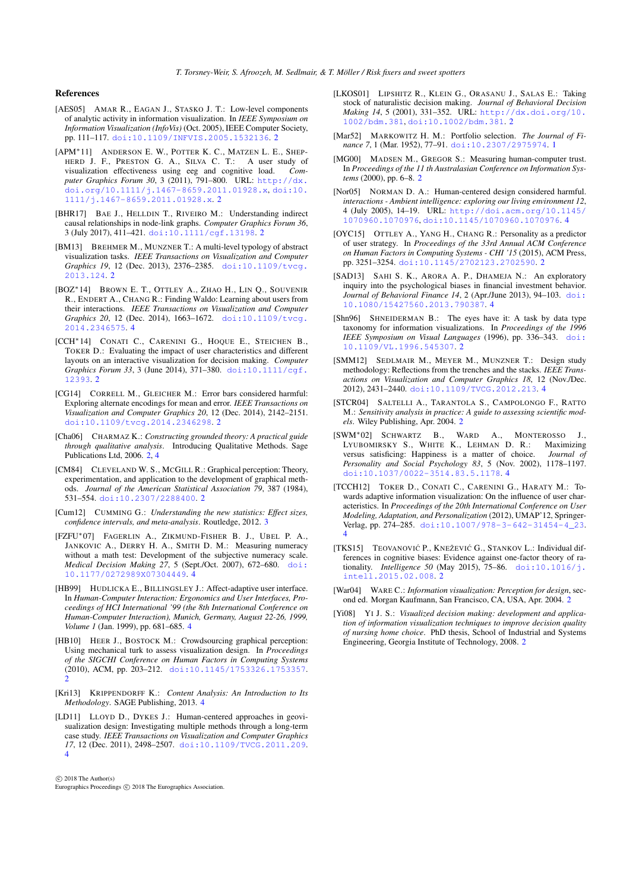## References

[AES05] Amar R., Eagan J., Stasko J. T.: Low-level components of analytic activity in information visualization. In *IEEE Symposium on Information Visualization (InfoVis)* (Oct. 2005), IEEE Computer Society, pp. 111–117. doi:10.1109/INFVIS.2005.1532136. 2

[APM*11] Anderson E. W., Potter K. C., Matzen L. E., Shepherd J. F., Preston G. A., Silva C. T.: A user study of visualization effectiveness using eeg and cognitive load. *Computer Graphics Forum 30*, 3 (2011), 791–800. URL: http://dx.doi.org/10.1111/j.1467-8659.2011.01928.x, doi:10.1111/j.1467-8659.2011.01928.x. 2

[BHR17] Bae J., Helldin T., Riveiro M.: Understanding indirect causal relationships in node-link graphs. *Computer Graphics Forum 36*, 3 (July 2017), 411–421. doi:10.1111/cgf.13198. 2

[BM13] Brehmer M., Munzner T.: A multi-level typology of abstract visualization tasks. *IEEE Transactions on Visualization and Computer Graphics 19*, 12 (Dec. 2013), 2376–2385. doi:10.1109/tvcg.2013.124. 2

[BOZ*14] Brown E. T., Ottley A., Zhao H., Lin Q., Souvenir R., Endert A., Chang R.: Finding Waldo: Learning about users from their interactions. *IEEE Transactions on Visualization and Computer Graphics 20*, 12 (Dec. 2014), 1663–1672. doi:10.1109/tvcg.2014.2346575. 4

[CCH*14] Conati C., Carenini G., Hoque E., Steichen B., Toker D.: Evaluating the impact of user characteristics and different layouts on an interactive visualization for decision making. *Computer Graphics Forum 33*, 3 (June 2014), 371–380. doi:10.1111/cgf.12393. 2

[CG14] Correll M., Gleicher M.: Error bars considered harmful: Exploring alternate encodings for mean and error. *IEEE Transactions on Visualization and Computer Graphics 20*, 12 (Dec. 2014), 2142–2151. doi:10.1109/tvcg.2014.2346298. 2

[Cha06] Charmaz K.: *Constructing grounded theory: A practical guide through qualitative analysis*. Introducing Qualitative Methods. Sage Publications Ltd, 2006. 2, 4

[CM84] Cleveland W. S., McGill R.: Graphical perception: Theory, experimentation, and application to the development of graphical methods. *Journal of the American Statistical Association 79*, 387 (1984), 531–554. doi:10.2307/2288400. 2

[Cum12] Cumming G.: *Understanding the new statistics: Effect sizes, confidence intervals, and meta-analysis*. Routledge, 2012. 3

[FZFU*07] Fagerlin A., Zikmund-Fisher B. J., Ubel P. A., Jankovic A., Derry H. A., Smith D. M.: Measuring numeracy without a math test: Development of the subjective numeracy scale. *Medical Decision Making 27*, 5 (Sept./Oct. 2007), 672–680. doi:10.1177/0272989X07304449. 4

[HB99] Hudlicka E., Billingsley J.: Affect-adaptive user interface. In *Human-Computer Interaction: Ergonomics and User Interfaces, Proceedings of HCI International '99 (the 8th International Conference on Human-Computer Interaction), Munich, Germany, August 22-26, 1999, Volume 1* (Jan. 1999), pp. 681–685. 4

[HB10] Heer J., Bostock M.: Crowdsourcing graphical perception: Using mechanical turk to assess visualization design. In *Proceedings of the SIGCHI Conference on Human Factors in Computing Systems* (2010), ACM, pp. 203–212. doi:10.1145/1753326.1753357. 2

[Kri13] Krippendorff K.: *Content Analysis: An Introduction to Its Methodology*. SAGE Publishing, 2013. 4

[LD11] Lloyd D., Dykes J.: Human-centered approaches in geovisualization design: Investigating multiple methods through a long-term case study. *IEEE Transactions on Visualization and Computer Graphics 17*, 12 (Dec. 2011), 2498–2507. doi:10.1109/TVCG.2011.209. 4

[LKOS01] Lipshitz R., Klein G., Orasanu J., Salas E.: Taking stock of naturalistic decision making. *Journal of Behavioral Decision Making 14*, 5 (2001), 331–352. URL: http://dx.doi.org/10.1002/bdm.381, doi:10.1002/bdm.381. 2

[Mar52] Markowitz H. M.: Portfolio selection. *The Journal of Finance 7*, 1 (Mar. 1952), 77–91. doi:10.2307/2975974. 1

[MG00] Madsen M., Gregor S.: Measuring human-computer trust. In *Proceedings of the 11 th Australasian Conference on Information Systems* (2000), pp. 6–8. 2

[Nor05] Norman D. A.: Human-centered design considered harmful. *interactions - Ambient intelligence: exploring our living environment 12*, 4 (July 2005), 14–19. URL: http://doi.acm.org/10.1145/1070960.1070976, doi:10.1145/1070960.1070976. 4

[OYC15] Ottley A., Yang H., Chang R.: Personality as a predictor of user strategy. In *Proceedings of the 33rd Annual ACM Conference on Human Factors in Computing Systems - CHI '15* (2015), ACM Press, pp. 3251–3254. doi:10.1145/2702123.2702590. 2

[SAD13] Sahi S. K., Arora A. P., Dhameja N.: An exploratory inquiry into the psychological biases in financial investment behavior. *Journal of Behavioral Finance 14*, 2 (Apr./June 2013), 94–103. doi:10.1080/15427560.2013.790387. 4

[Shn96] Shneiderman B.: The eyes have it: A task by data type taxonomy for information visualizations. In *Proceedings of the 1996 IEEE Symposium on Visual Languages* (1996), pp. 336–343. doi:10.1109/VL.1996.545307. 2

[SMM12] Sedlmair M., Meyer M., Munzner T.: Design study methodology: Reflections from the trenches and the stacks. *IEEE Transactions on Visualization and Computer Graphics 18*, 12 (Nov./Dec. 2012), 2431–2440. doi:10.1109/TVCG.2012.213. 4

[STCR04] Saltelli A., Tarantola S., Campolongo F., Ratto M.: *Sensitivity analysis in practice: A guide to assessing scientific models*. Wiley Publishing, Apr. 2004. 2

[SWM*02] Schwartz B., Ward A., Monterosso J., Lyubomirsky S., White K., Lehman D. R.: Maximizing versus satisficing: Happiness is a matter of choice. *Journal of Personality and Social Psychology 83*, 5 (Nov. 2002), 1178–1197. doi:10.1037/0022-3514.83.5.1178. 4

[TCCH12] Toker D., Conati C., Carenini G., Haraty M.: Towards adaptive information visualization: On the influence of user characteristics. In *Proceedings of the 20th International Conference on User Modeling, Adaptation, and Personalization* (2012), UMAP'12, Springer-Verlag, pp. 274–285. doi:10.1007/978-3-642-31454-4_23. 4

[TKS15] Teovanović P., Knežević G., Stankov L.: Individual differences in cognitive biases: Evidence against one-factor theory of rationality. *Intelligence 50* (May 2015), 75–86. doi:10.1016/j.intell.2015.02.008. 2

[War04] Ware C.: *Information visualization: Perception for design*, second ed. Morgan Kaufmann, San Francisco, CA, USA, Apr. 2004. 2

[Yi08] Yi J. S.: *Visualized decision making: development and application of information visualization techniques to improve decision quality of nursing home choice*. PhD thesis, School of Industrial and Systems Engineering, Georgia Institute of Technology, 2008. 2

© 2018 The Author(s)
Eurographics Proceedings © 2018 The Eurographics Association.